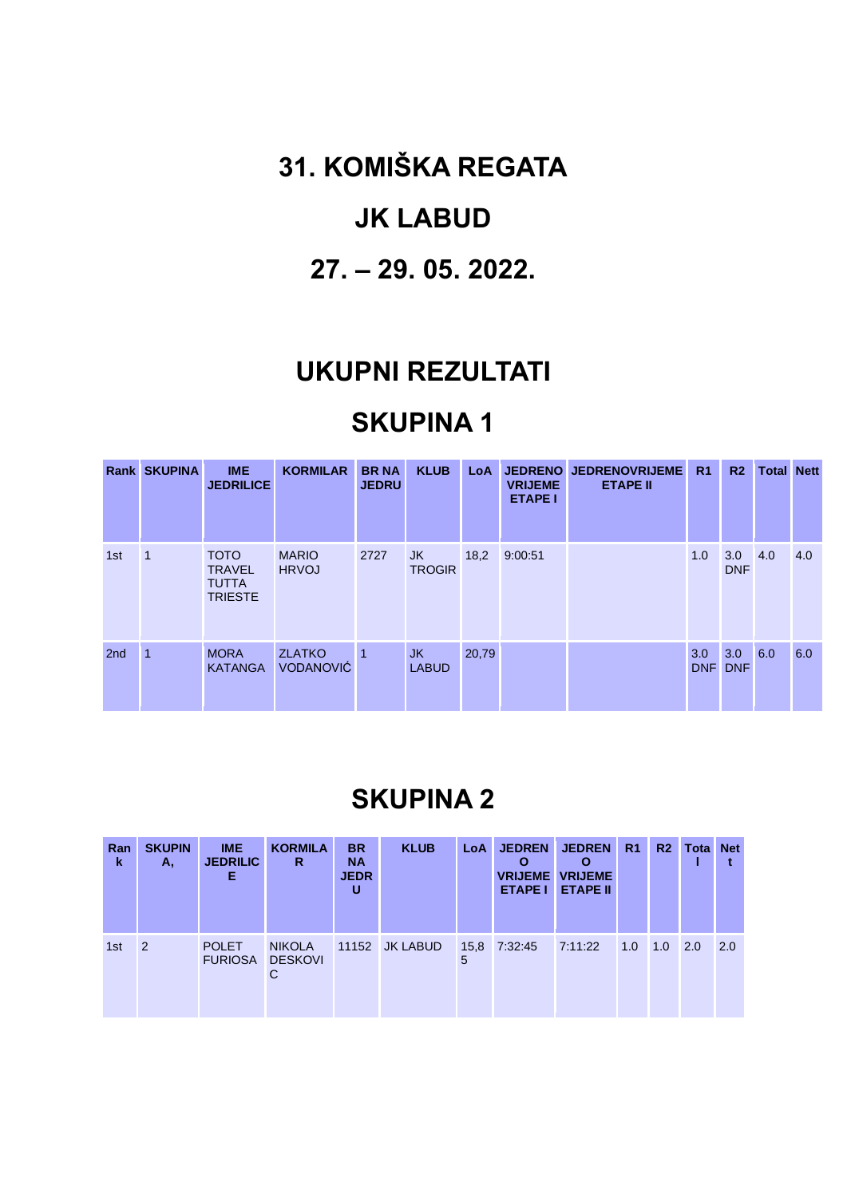# 31. KOMIŠKA REGATA

# JK LABUD

# 27. – 29. 05. 2022.

## UKUPNI REZULTATI

## SKUPINA 1

| Rank | SKUPINA | IME JEDRILICE | KORMILAR | BR NA JEDRU | KLUB | LoA | JEDRENO VRIJEME ETAPE I | JEDRENOVRIJEME ETAPE II | R1 | R2 | Total | Nett |
|---|---|---|---|---|---|---|---|---|---|---|---|---|
| 1st | 1 | TOTO TRAVEL TUTTA TRIESTE | MARIO HRVOJ | 2727 | JK TROGIR | 18,2 | 9:00:51 | | 1.0 | 3.0 DNF | 4.0 | 4.0 |
| 2nd | 1 | MORA KATANGA | ZLATKO VODANOVIĆ | 1 | JK LABUD | 20,79 | | | 3.0 DNF | 3.0 DNF | 6.0 | 6.0 |

## SKUPINA 2

| Rank | SKUPINA, | IME JEDRILICE | KORMILAR | BR NA JEDRU | KLUB | LoA | JEDRENO VRIJEME ETAPE I | JEDRENO VRIJEME ETAPE II | R1 | R2 | Total | Nett |
|---|---|---|---|---|---|---|---|---|---|---|---|---|
| 1st | 2 | POLET FURIOSA | NIKOLA DESKOVIC | 11152 | JK LABUD | 15,85 | 7:32:45 | 7:11:22 | 1.0 | 1.0 | 2.0 | 2.0 |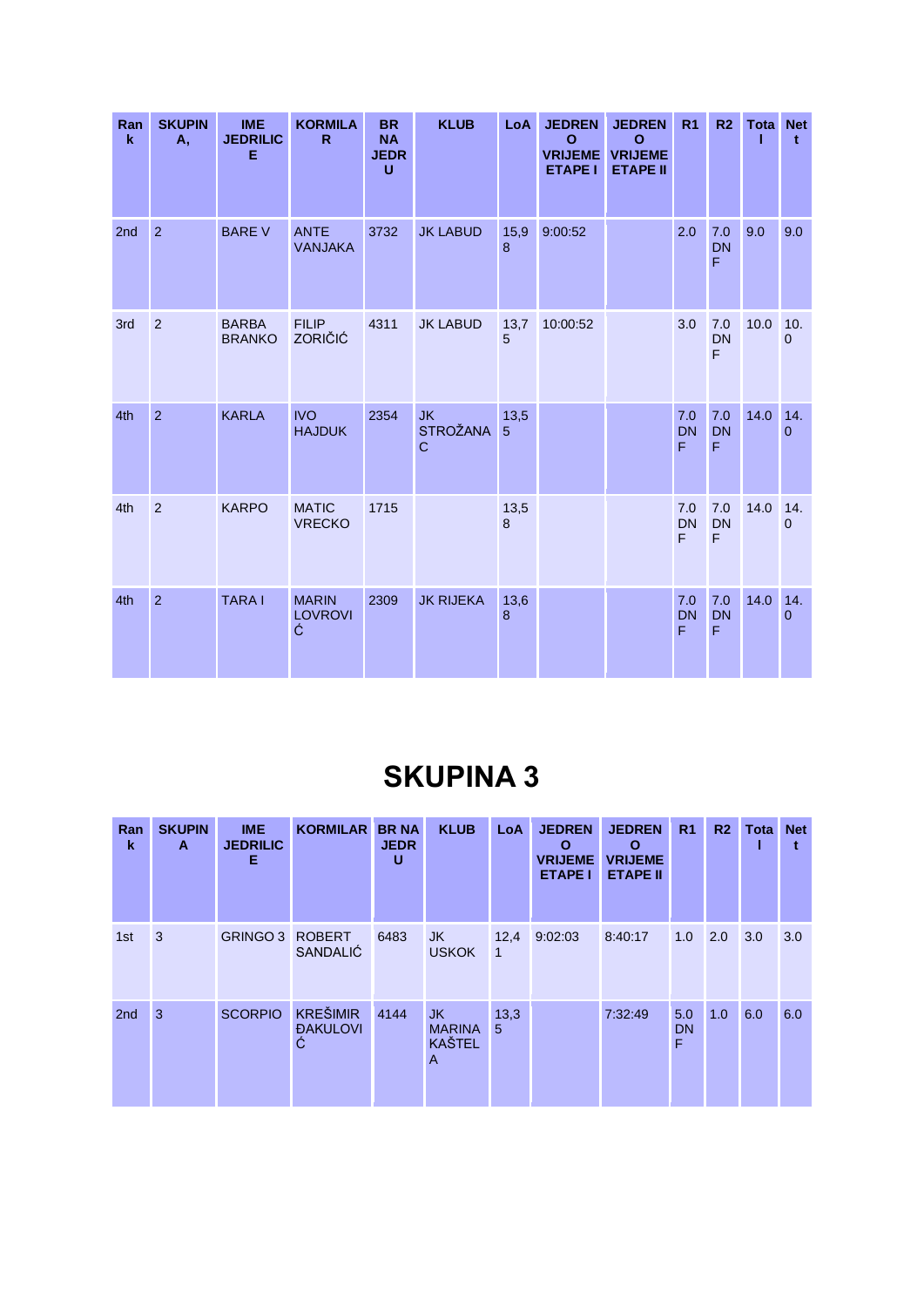| Rank | SKUPINA, | IME JEDRILICE | KORMILAR | BR NA JEDRU | KLUB | LoA | JEDRENO VRIJEME ETAPE I | JEDRENO VRIJEME ETAPE II | R1 | R2 | Total | Nett |
|---|---|---|---|---|---|---|---|---|---|---|---|---|
| 2nd | 2 | BARE V | ANTE VANJAKA | 3732 | JK LABUD | 15,98 | 9:00:52 | | 2.0 | 7.0 DNF | 9.0 | 9.0 |
| 3rd | 2 | BARBA BRANKO | FILIP ZORIČIĆ | 4311 | JK LABUD | 13,75 | 10:00:52 | | 3.0 | 7.0 DNF | 10.0 | 10.0 |
| 4th | 2 | KARLA | IVO HAJDUK | 2354 | JK STROŽANAC | 13,55 | | | 7.0 DNF | 7.0 DNF | 14.0 | 14.0 |
| 4th | 2 | KARPO | MATIC VRECKO | 1715 | | 13,58 | | | 7.0 DNF | 7.0 DNF | 14.0 | 14.0 |
| 4th | 2 | TARA I | MARIN LOVROVIĆ | 2309 | JK RIJEKA | 13,68 | | | 7.0 DNF | 7.0 DNF | 14.0 | 14.0 |

# SKUPINA 3

| Rank | SKUPINA | IME JEDRILICE | KORMILAR | BR NA JEDRU | KLUB | LoA | JEDRENO VRIJEME ETAPE I | JEDRENO VRIJEME ETAPE II | R1 | R2 | Total | Nett |
|---|---|---|---|---|---|---|---|---|---|---|---|---|
| 1st | 3 | GRINGO 3 | ROBERT SANDALIĆ | 6483 | JK USKOK | 12,41 | 9:02:03 | 8:40:17 | 1.0 | 2.0 | 3.0 | 3.0 |
| 2nd | 3 | SCORPIO | KREŠIMIR ĐAKULOVIĆ | 4144 | JK MARINA KAŠTELA | 13,35 | | 7:32:49 | 5.0 DNF | 1.0 | 6.0 | 6.0 |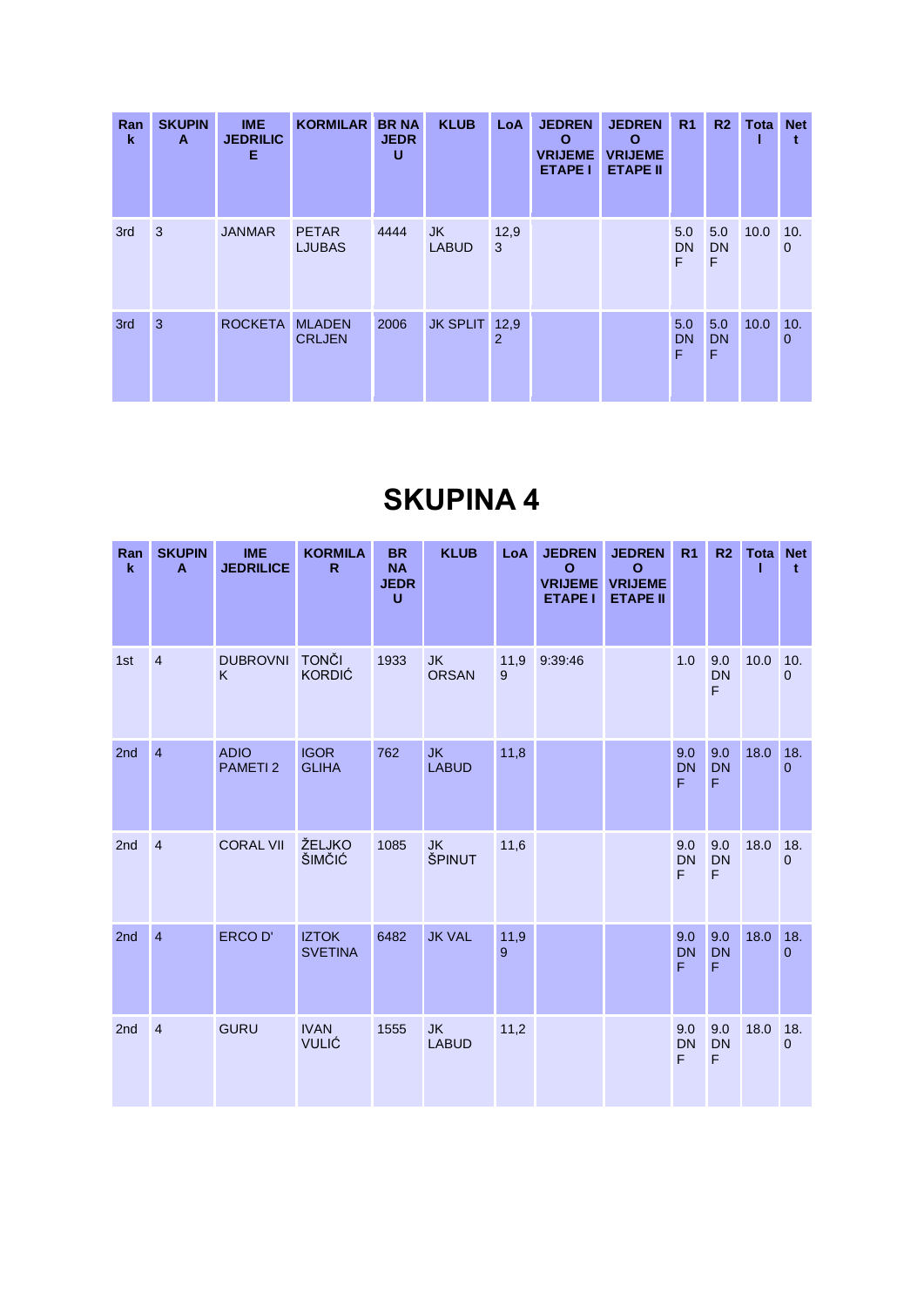| Rank | SKUPINA | IME JEDRILICE | KORMILAR | BR NA JEDRU | KLUB | LoA | JEDRENO VRIJEME ETAPE I | JEDRENO VRIJEME ETAPE II | R1 | R2 | Total | Nett |
|---|---|---|---|---|---|---|---|---|---|---|---|---|
| 3rd | 3 | JANMAR | PETAR LJUBAS | 4444 | JK LABUD | 12,93 | | | 5.0 DNF | 5.0 DNF | 10.0 | 10.0 |
| 3rd | 3 | ROCKETA | MLADEN CRLJEN | 2006 | JK SPLIT | 12,92 | | | 5.0 DNF | 5.0 DNF | 10.0 | 10.0 |

# SKUPINA 4

| Rank | SKUPINA | IME JEDRILICE | KORMILAR | BR NA JEDRU | KLUB | LoA | JEDRENO VRIJEME ETAPE I | JEDRENO VRIJEME ETAPE II | R1 | R2 | Total | Nett |
|---|---|---|---|---|---|---|---|---|---|---|---|---|
| 1st | 4 | DUBROVNIK | TONČI KORDIĆ | 1933 | JK ORSAN | 11,99 | 9:39:46 | | 1.0 | 9.0 DNF | 10.0 | 10.0 |
| 2nd | 4 | ADIO PAMETI 2 | IGOR GLIHA | 762 | JK LABUD | 11,8 | | | 9.0 DNF | 9.0 DNF | 18.0 | 18.0 |
| 2nd | 4 | CORAL VII | ŽELJKO ŠIMČIĆ | 1085 | JK ŠPINUT | 11,6 | | | 9.0 DNF | 9.0 DNF | 18.0 | 18.0 |
| 2nd | 4 | ERCO D' | IZTOK SVETINA | 6482 | JK VAL | 11,99 | | | 9.0 DNF | 9.0 DNF | 18.0 | 18.0 |
| 2nd | 4 | GURU | IVAN VULIĆ | 1555 | JK LABUD | 11,2 | | | 9.0 DNF | 9.0 DNF | 18.0 | 18.0 |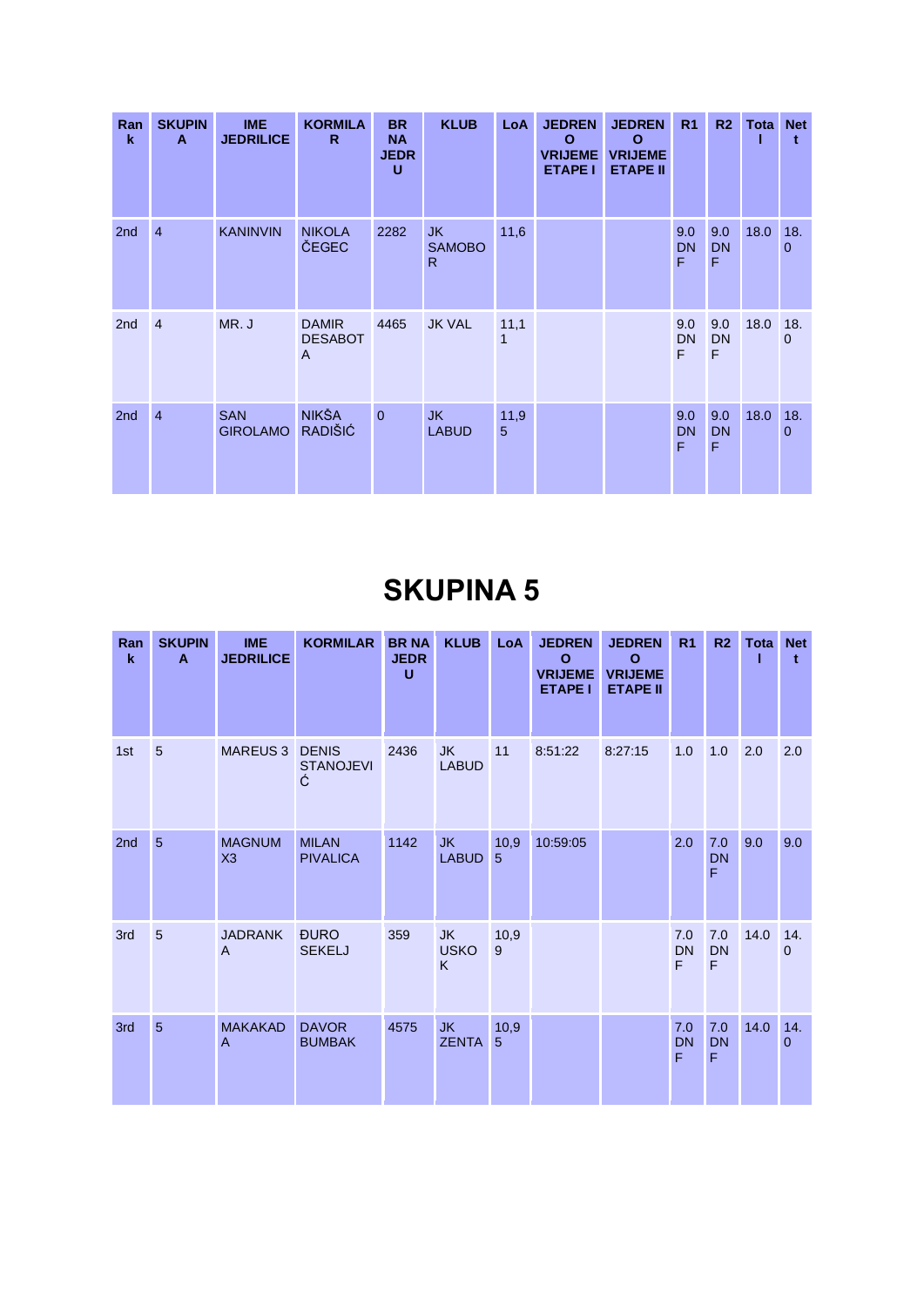| Rank | SKUPINA | IME JEDRILICE | KORMILAR | BR NA JEDRU | KLUB | LoA | JEDRENO VRIJEME ETAPE I | JEDRENO VRIJEME ETAPE II | R1 | R2 | Total | Nett |
|---|---|---|---|---|---|---|---|---|---|---|---|---|
| 2nd | 4 | KANINVIN | NIKOLA ČEGEC | 2282 | JK SAMOBOR | 11,6 | | | 9.0 DNF | 9.0 DNF | 18.0 | 18.0 |
| 2nd | 4 | MR. J | DAMIR DESABOTA | 4465 | JK VAL | 11,11 | | | 9.0 DNF | 9.0 DNF | 18.0 | 18.0 |
| 2nd | 4 | SAN GIROLAMO | NIKŠA RADIŠIĆ | 0 | JK LABUD | 11,95 | | | 9.0 DNF | 9.0 DNF | 18.0 | 18.0 |

# SKUPINA 5

| Rank | SKUPINA | IME JEDRILICE | KORMILAR | BR NA JEDRU | KLUB | LoA | JEDRENO VRIJEME ETAPE I | JEDRENO VRIJEME ETAPE II | R1 | R2 | Total | Nett |
|---|---|---|---|---|---|---|---|---|---|---|---|---|
| 1st | 5 | MAREUS 3 | DENIS STANOJEVIĆ | 2436 | JK LABUD | 11 | 8:51:22 | 8:27:15 | 1.0 | 1.0 | 2.0 | 2.0 |
| 2nd | 5 | MAGNUM X3 | MILAN PIVALICA | 1142 | JK LABUD | 10,95 | 10:59:05 | | 2.0 | 7.0 DNF | 9.0 | 9.0 |
| 3rd | 5 | JADRANKA | ĐURO SEKELJ | 359 | JK USKOK | 10,99 | | | 7.0 DNF | 7.0 DNF | 14.0 | 14.0 |
| 3rd | 5 | MAKAKADA | DAVOR BUMBAK | 4575 | JK ZENTA | 10,95 | | | 7.0 DNF | 7.0 DNF | 14.0 | 14.0 |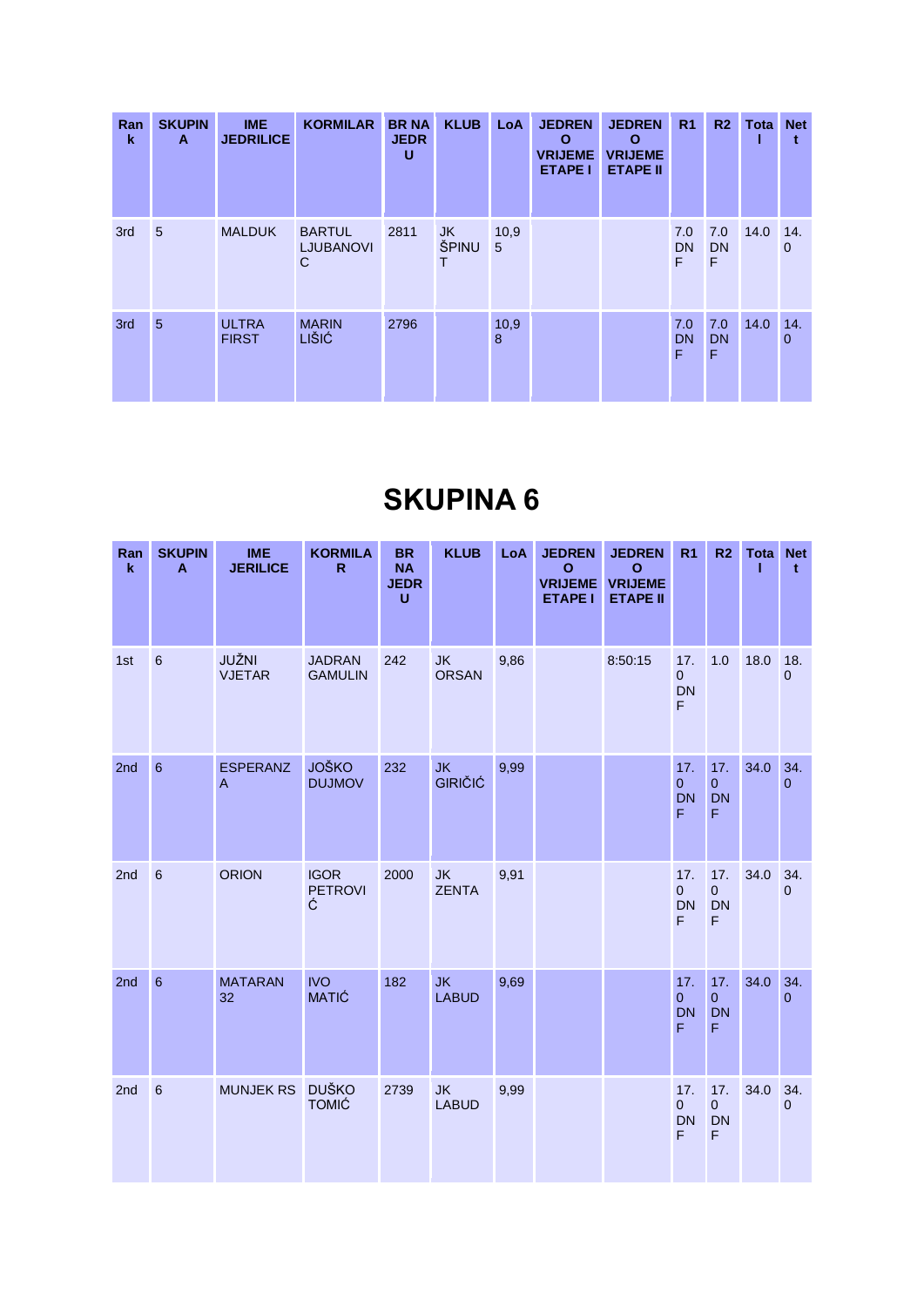| Rank | SKUPINA | IME JEDRILICE | KORMILAR | BR NA JEDRU | KLUB | LoA | JEDRENO VRIJEME ETAPE I | JEDRENO VRIJEME ETAPE II | R1 | R2 | Total | Nett |
|---|---|---|---|---|---|---|---|---|---|---|---|---|
| 3rd | 5 | MALDUK | BARTUL LJUBANOVIC | 2811 | JK ŠPINUT | 10,95 | | | 7.0 DNF | 7.0 DNF | 14.0 | 14.0 |
| 3rd | 5 | ULTRA FIRST | MARIN LIŠIĆ | 2796 | | 10,98 | | | 7.0 DNF | 7.0 DNF | 14.0 | 14.0 |

# SKUPINA 6

| Rank | SKUPINA | IME JERILICE | KORMILAR | BR NA JEDRU | KLUB | LoA | JEDRENO VRIJEME ETAPE I | JEDRENO VRIJEME ETAPE II | R1 | R2 | Total | Nett |
|---|---|---|---|---|---|---|---|---|---|---|---|---|
| 1st | 6 | JUŽNI VJETAR | JADRAN GAMULIN | 242 | JK ORSAN | 9,86 | | 8:50:15 | 17.0 DNF | 1.0 | 18.0 | 18.0 |
| 2nd | 6 | ESPERANZA | JOŠKO DUJMOV | 232 | JK GIRIČIĆ | 9,99 | | | 17.0 DNF | 17.0 DNF | 34.0 | 34.0 |
| 2nd | 6 | ORION | IGOR PETROVIĆ | 2000 | JK ZENTA | 9,91 | | | 17.0 DNF | 17.0 DNF | 34.0 | 34.0 |
| 2nd | 6 | MATARAN 32 | IVO MATIĆ | 182 | JK LABUD | 9,69 | | | 17.0 DNF | 17.0 DNF | 34.0 | 34.0 |
| 2nd | 6 | MUNJEK RS | DUŠKO TOMIĆ | 2739 | JK LABUD | 9,99 | | | 17.0 DNF | 17.0 DNF | 34.0 | 34.0 |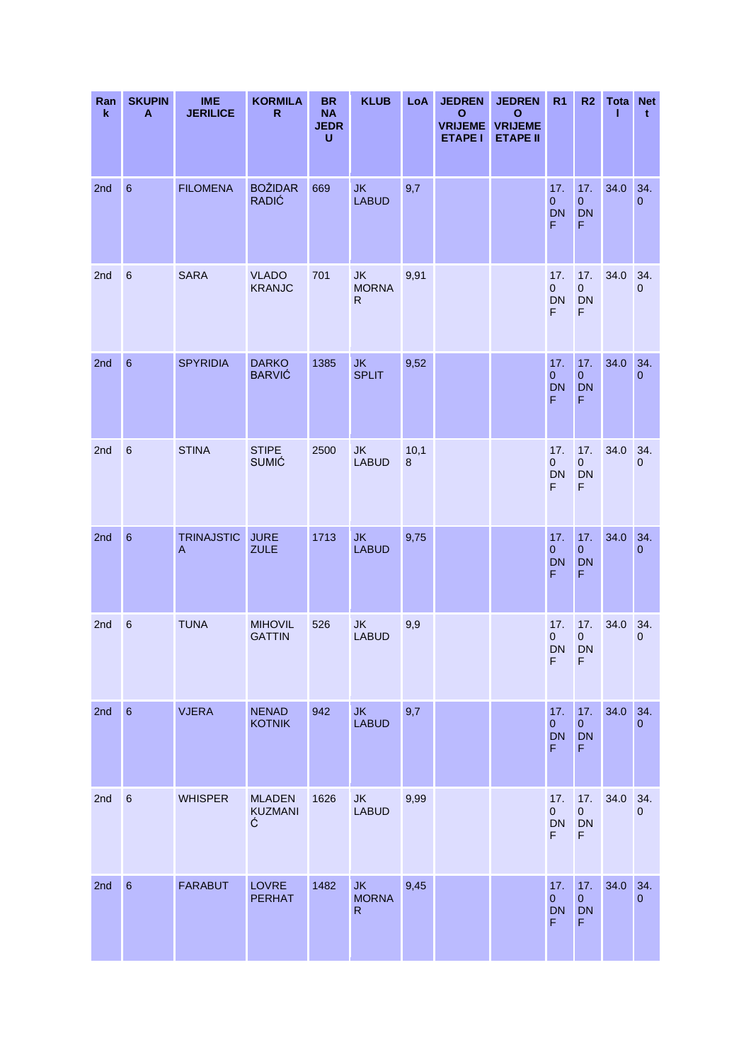| Rank | SKUPINA | IME JERILICE | KORMILAR | BR NA JEDRU | KLUB | LoA | JEDRENO VRIJEME ETAPE I | JEDRENO VRIJEME ETAPE II | R1 | R2 | Total | Nett |
|---|---|---|---|---|---|---|---|---|---|---|---|---|
| 2nd | 6 | FILOMENA | BOŽIDAR RADIĆ | 669 | JK LABUD | 9,7 | | | 17.0 DNF | 17.0 DNF | 34.0 | 34.0 |
| 2nd | 6 | SARA | VLADO KRANJC | 701 | JK MORNAR | 9,91 | | | 17.0 DNF | 17.0 DNF | 34.0 | 34.0 |
| 2nd | 6 | SPYRIDIA | DARKO BARVIĆ | 1385 | JK SPLIT | 9,52 | | | 17.0 DNF | 17.0 DNF | 34.0 | 34.0 |
| 2nd | 6 | STINA | STIPE SUMIĆ | 2500 | JK LABUD | 10,18 | | | 17.0 DNF | 17.0 DNF | 34.0 | 34.0 |
| 2nd | 6 | TRINAJSTICA | JURE ZULE | 1713 | JK LABUD | 9,75 | | | 17.0 DNF | 17.0 DNF | 34.0 | 34.0 |
| 2nd | 6 | TUNA | MIHOVIL GATTIN | 526 | JK LABUD | 9,9 | | | 17.0 DNF | 17.0 DNF | 34.0 | 34.0 |
| 2nd | 6 | VJERA | NENAD KOTNIK | 942 | JK LABUD | 9,7 | | | 17.0 DNF | 17.0 DNF | 34.0 | 34.0 |
| 2nd | 6 | WHISPER | MLADEN KUZMANIĆ | 1626 | JK LABUD | 9,99 | | | 17.0 DNF | 17.0 DNF | 34.0 | 34.0 |
| 2nd | 6 | FARABUT | LOVRE PERHAT | 1482 | JK MORNAR | 9,45 | | | 17.0 DNF | 17.0 DNF | 34.0 | 34.0 |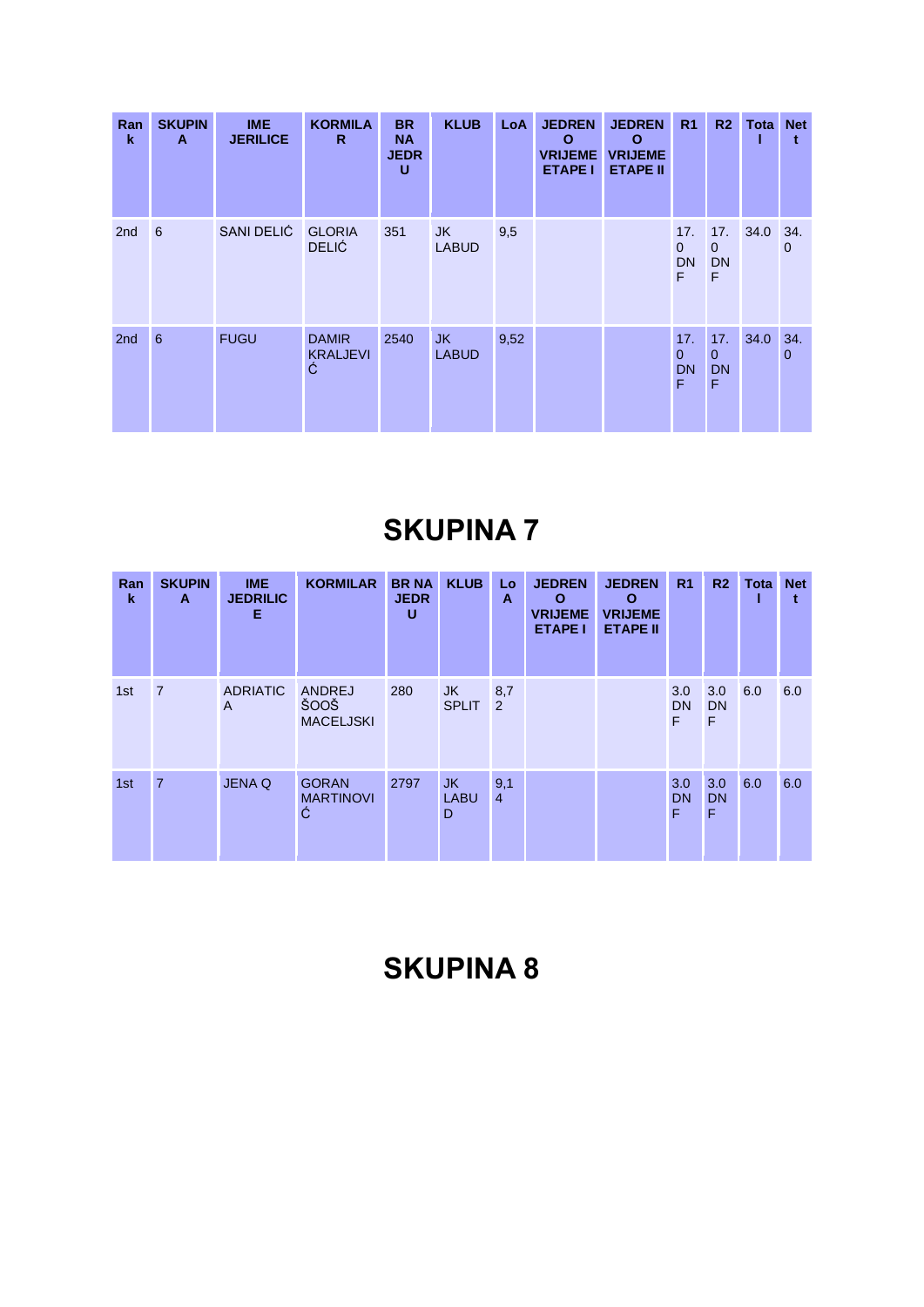| Rank | SKUPINA | IME JERILICE | KORMILAR | BR NA JEDRU | KLUB | LoA | JEDRENO VRIJEME ETAPE I | JEDRENO VRIJEME ETAPE II | R1 | R2 | Total | Nett |
|---|---|---|---|---|---|---|---|---|---|---|---|---|
| 2nd | 6 | SANI DELIĆ | GLORIA DELIĆ | 351 | JK LABUD | 9,5 | | | 17.0 DNF | 17.0 DNF | 34.0 | 34.0 |
| 2nd | 6 | FUGU | DAMIR KRALJEVIĆ | 2540 | JK LABUD | 9,52 | | | 17.0 DNF | 17.0 DNF | 34.0 | 34.0 |

# SKUPINA 7

| Rank | SKUPINA | IME JEDRILICE | KORMILAR | BR NA JEDRU | KLUB | LoA | JEDRENO VRIJEME ETAPE I | JEDRENO VRIJEME ETAPE II | R1 | R2 | Total | Nett |
|---|---|---|---|---|---|---|---|---|---|---|---|---|
| 1st | 7 | ADRIATICA | ANDREJ ŠOOŠ MACELJSKI | 280 | JK SPLIT | 8,72 | | | 3.0 DNF | 3.0 DNF | 6.0 | 6.0 |
| 1st | 7 | JENA Q | GORAN MARTINOVIĆ | 2797 | JK LABUD | 9,14 | | | 3.0 DNF | 3.0 DNF | 6.0 | 6.0 |

# SKUPINA 8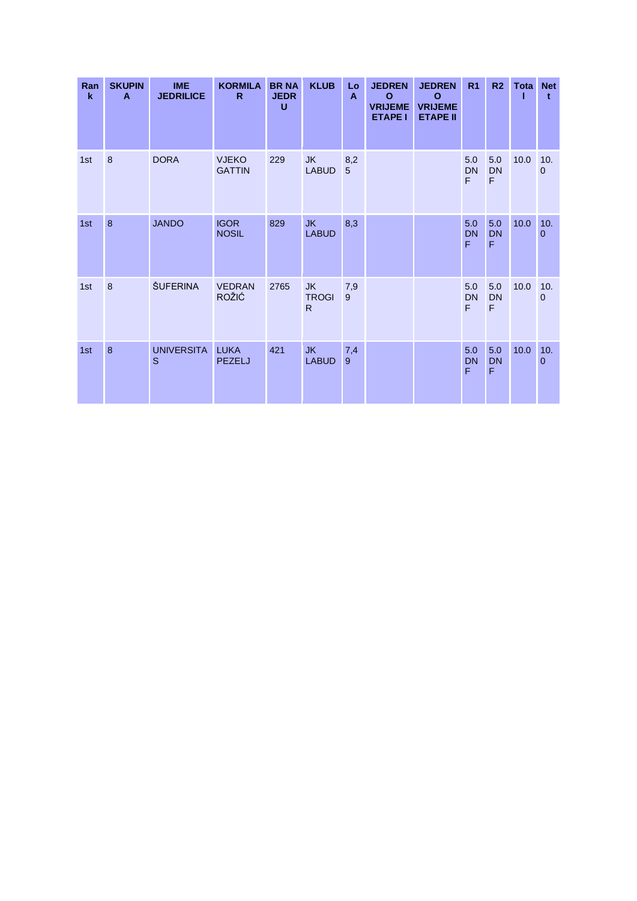| Rank | SKUPINA | IME JEDRILICE | KORMILAR | BR NA JEDRU | KLUB | LoA | JEDRENO VRIJEME ETAPE I | JEDRENO VRIJEME ETAPE II | R1 | R2 | Total | Net |
|---|---|---|---|---|---|---|---|---|---|---|---|---|
| 1st | 8 | DORA | VJEKO GATTIN | 229 | JK LABUD | 8,25 | | | 5.0 DNF | 5.0 DNF | 10.0 | 10.0 |
| 1st | 8 | JANDO | IGOR NOSIL | 829 | JK LABUD | 8,3 | | | 5.0 DNF | 5.0 DNF | 10.0 | 10.0 |
| 1st | 8 | ŠUFERINA | VEDRAN ROŽIĆ | 2765 | JK TROGIR | 7,99 | | | 5.0 DNF | 5.0 DNF | 10.0 | 10.0 |
| 1st | 8 | UNIVERSITAS | LUKA PEZELJ | 421 | JK LABUD | 7,49 | | | 5.0 DNF | 5.0 DNF | 10.0 | 10.0 |